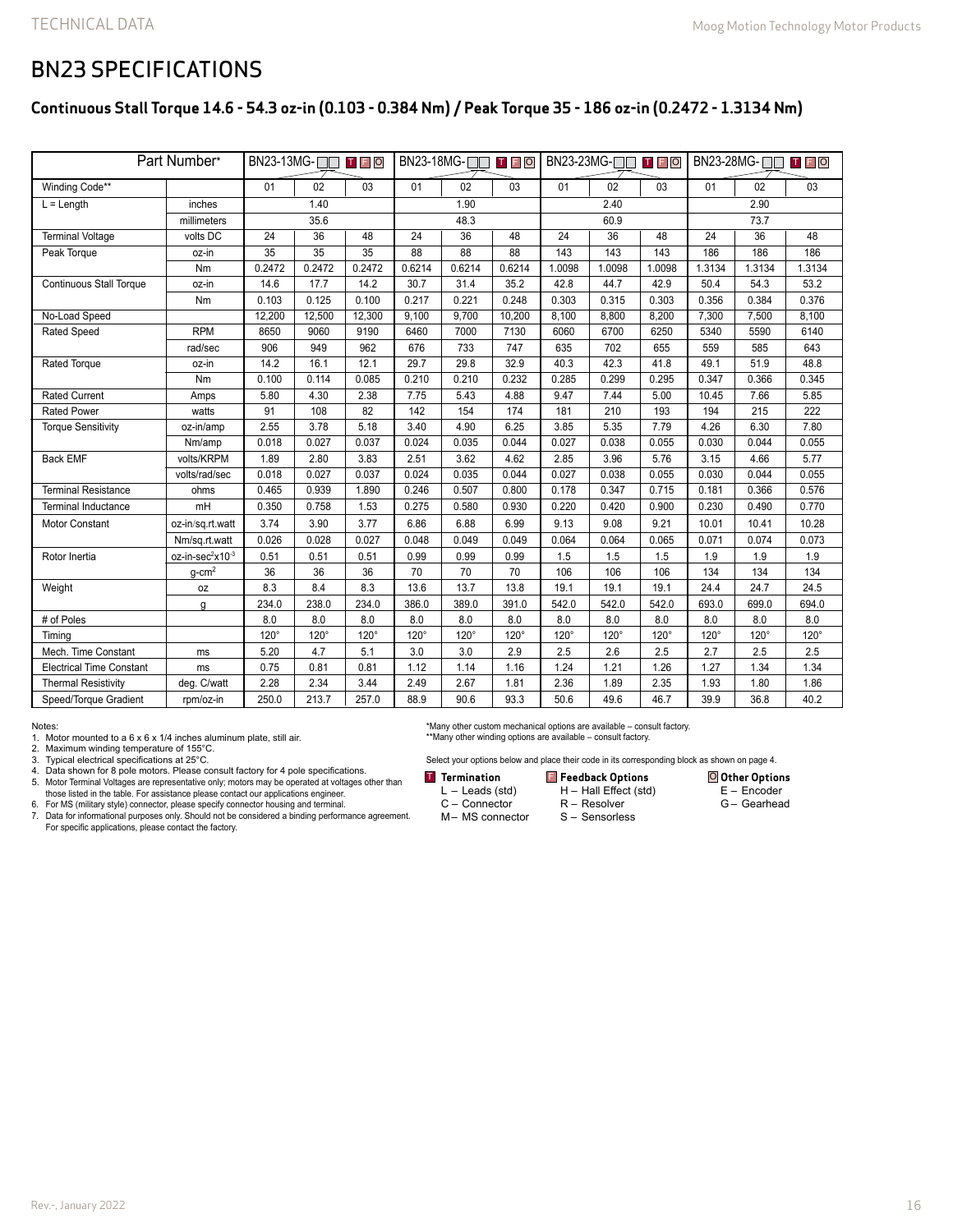# BN23 SPECIFICATIONS

## Continuous Stall Torque 14.6 - 54.3 oz-in (0.103 - 0.384 Nm) / Peak Torque 35 - 186 oz-in (0.2472 - 1.3134 Nm)

| Part Number* | | BN23-13MG-□□ T F O | | | BN23-18MG-□□ T F O | | | BN23-23MG-□□ T F O | | | BN23-28MG-□□ T F O | | |
|---|---|---|---|---|---|---|---|---|---|---|---|---|---|
| Winding Code** | | 01 | 02 | 03 | 01 | 02 | 03 | 01 | 02 | 03 | 01 | 02 | 03 |
| L = Length | inches | 1.40 | | | 1.90 | | | 2.40 | | | 2.90 | | |
| | millimeters | 35.6 | | | 48.3 | | | 60.9 | | | 73.7 | | |
| Terminal Voltage | volts DC | 24 | 36 | 48 | 24 | 36 | 48 | 24 | 36 | 48 | 24 | 36 | 48 |
| Peak Torque | oz-in | 35 | 35 | 35 | 88 | 88 | 88 | 143 | 143 | 143 | 186 | 186 | 186 |
| | Nm | 0.2472 | 0.2472 | 0.2472 | 0.6214 | 0.6214 | 0.6214 | 1.0098 | 1.0098 | 1.0098 | 1.3134 | 1.3134 | 1.3134 |
| Continuous Stall Torque | oz-in | 14.6 | 17.7 | 14.2 | 30.7 | 31.4 | 35.2 | 42.8 | 44.7 | 42.9 | 50.4 | 54.3 | 53.2 |
| | Nm | 0.103 | 0.125 | 0.100 | 0.217 | 0.221 | 0.248 | 0.303 | 0.315 | 0.303 | 0.356 | 0.384 | 0.376 |
| No-Load Speed | | 12,200 | 12,500 | 12,300 | 9,100 | 9,700 | 10,200 | 8,100 | 8,800 | 8,200 | 7,300 | 7,500 | 8,100 |
| Rated Speed | RPM | 8650 | 9060 | 9190 | 6460 | 7000 | 7130 | 6060 | 6700 | 6250 | 5340 | 5590 | 6140 |
| | rad/sec | 906 | 949 | 962 | 676 | 733 | 747 | 635 | 702 | 655 | 559 | 585 | 643 |
| Rated Torque | oz-in | 14.2 | 16.1 | 12.1 | 29.7 | 29.8 | 32.9 | 40.3 | 42.3 | 41.8 | 49.1 | 51.9 | 48.8 |
| | Nm | 0.100 | 0.114 | 0.085 | 0.210 | 0.210 | 0.232 | 0.285 | 0.299 | 0.295 | 0.347 | 0.366 | 0.345 |
| Rated Current | Amps | 5.80 | 4.30 | 2.38 | 7.75 | 5.43 | 4.88 | 9.47 | 7.44 | 5.00 | 10.45 | 7.66 | 5.85 |
| Rated Power | watts | 91 | 108 | 82 | 142 | 154 | 174 | 181 | 210 | 193 | 194 | 215 | 222 |
| Torque Sensitivity | oz-in/amp | 2.55 | 3.78 | 5.18 | 3.40 | 4.90 | 6.25 | 3.85 | 5.35 | 7.79 | 4.26 | 6.30 | 7.80 |
| | Nm/amp | 0.018 | 0.027 | 0.037 | 0.024 | 0.035 | 0.044 | 0.027 | 0.038 | 0.055 | 0.030 | 0.044 | 0.055 |
| Back EMF | volts/KRPM | 1.89 | 2.80 | 3.83 | 2.51 | 3.62 | 4.62 | 2.85 | 3.96 | 5.76 | 3.15 | 4.66 | 5.77 |
| | volts/rad/sec | 0.018 | 0.027 | 0.037 | 0.024 | 0.035 | 0.044 | 0.027 | 0.038 | 0.055 | 0.030 | 0.044 | 0.055 |
| Terminal Resistance | ohms | 0.465 | 0.939 | 1.890 | 0.246 | 0.507 | 0.800 | 0.178 | 0.347 | 0.715 | 0.181 | 0.366 | 0.576 |
| Terminal Inductance | mH | 0.350 | 0.758 | 1.53 | 0.275 | 0.580 | 0.930 | 0.220 | 0.420 | 0.900 | 0.230 | 0.490 | 0.770 |
| Motor Constant | oz-in/sq.rt.watt | 3.74 | 3.90 | 3.77 | 6.86 | 6.88 | 6.99 | 9.13 | 9.08 | 9.21 | 10.01 | 10.41 | 10.28 |
| | Nm/sq.rt.watt | 0.026 | 0.028 | 0.027 | 0.048 | 0.049 | 0.049 | 0.064 | 0.064 | 0.065 | 0.071 | 0.074 | 0.073 |
| Rotor Inertia | oz-in-sec$^2$x10$^{-3}$ | 0.51 | 0.51 | 0.51 | 0.99 | 0.99 | 0.99 | 1.5 | 1.5 | 1.5 | 1.9 | 1.9 | 1.9 |
| | g-cm$^2$ | 36 | 36 | 36 | 70 | 70 | 70 | 106 | 106 | 106 | 134 | 134 | 134 |
| Weight | oz | 8.3 | 8.4 | 8.3 | 13.6 | 13.7 | 13.8 | 19.1 | 19.1 | 19.1 | 24.4 | 24.7 | 24.5 |
| | g | 234.0 | 238.0 | 234.0 | 386.0 | 389.0 | 391.0 | 542.0 | 542.0 | 542.0 | 693.0 | 699.0 | 694.0 |
| # of Poles | | 8.0 | 8.0 | 8.0 | 8.0 | 8.0 | 8.0 | 8.0 | 8.0 | 8.0 | 8.0 | 8.0 | 8.0 |
| Timing | | 120° | 120° | 120° | 120° | 120° | 120° | 120° | 120° | 120° | 120° | 120° | 120° |
| Mech. Time Constant | ms | 5.20 | 4.7 | 5.1 | 3.0 | 3.0 | 2.9 | 2.5 | 2.6 | 2.5 | 2.7 | 2.5 | 2.5 |
| Electrical Time Constant | ms | 0.75 | 0.81 | 0.81 | 1.12 | 1.14 | 1.16 | 1.24 | 1.21 | 1.26 | 1.27 | 1.34 | 1.34 |
| Thermal Resistivity | deg. C/watt | 2.28 | 2.34 | 3.44 | 2.49 | 2.67 | 1.81 | 2.36 | 1.89 | 2.35 | 1.93 | 1.80 | 1.86 |
| Speed/Torque Gradient | rpm/oz-in | 250.0 | 213.7 | 257.0 | 88.9 | 90.6 | 93.3 | 50.6 | 49.6 | 46.7 | 39.9 | 36.8 | 40.2 |

Notes:
1. Motor mounted to a 6 x 6 x 1/4 inches aluminum plate, still air.
2. Maximum winding temperature of 155°C.
3. Typical electrical specifications at 25°C.
4. Data shown for 8 pole motors. Please consult factory for 4 pole specifications.
5. Motor Terminal Voltages are representative only; motors may be operated at voltages other than those listed in the table. For assistance please contact our applications engineer.
6. For MS (military style) connector, please specify connector housing and terminal.
7. Data for informational purposes only. Should not be considered a binding performance agreement. For specific applications, please contact the factory.

*Many other custom mechanical options are available – consult factory.
**Many other winding options are available – consult factory.

Select your options below and place their code in its corresponding block as shown on page 4.

**T Termination**
- L – Leads (std)
- C – Connector
- M – MS connector

**F Feedback Options**
- H – Hall Effect (std)
- R – Resolver
- S – Sensorless

**O Other Options**
- E – Encoder
- G – Gearhead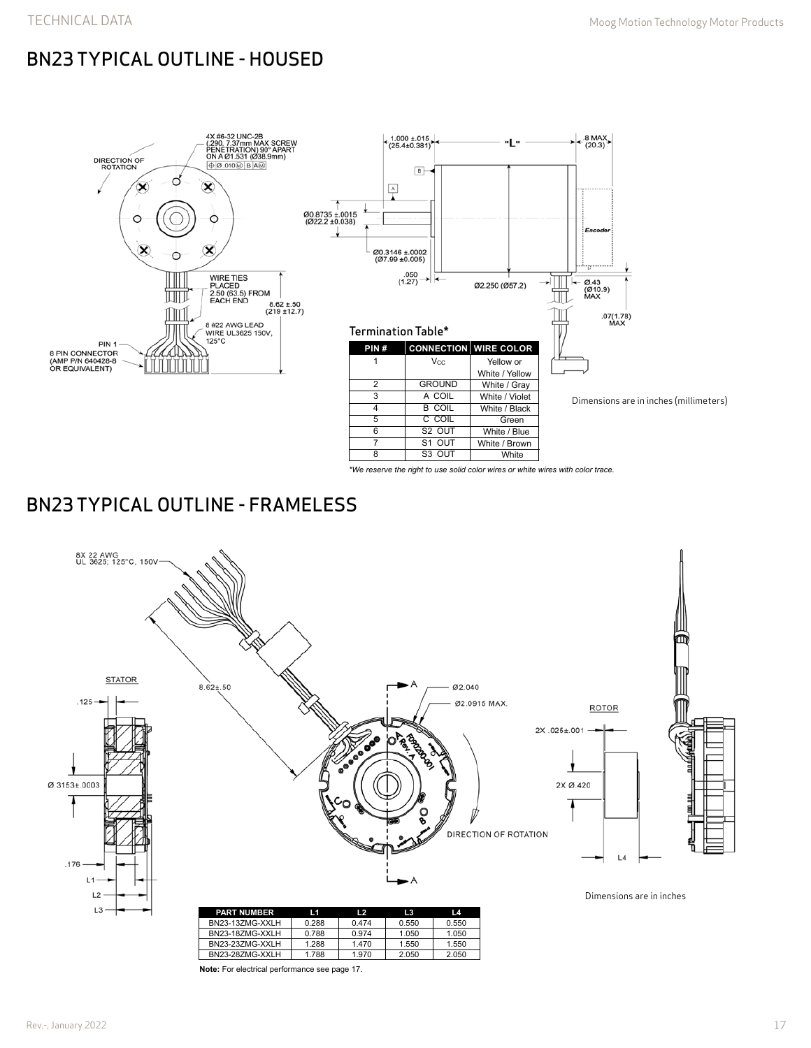## BN23 TYPICAL OUTLINE - HOUSED

4X #6-32 UNC-2B (.290, 7.37mm MAX SCREW PENETRATION) 90° APART ON A Ø1.531 (Ø38.9mm)

DIRECTION OF ROTATION

WIRE TIES PLACED 2.50 (63.5) FROM EACH END

8.62 ±.50 (219 ±12.7)

8 #22 AWG LEAD WIRE UL3625 150V, 125°C

PIN 1

8 PIN CONNECTOR (AMP P/N 640428-8 OR EQUIVALENT)

1.000 ±.015 (25.4±0.381)

"L"

8 MAX (20.3)

Ø0.8735 ±.0015 (Ø22.2 ±0.038)

Ø0.3146 ±.0002 (Ø7.99 ±0.005)

.050 (1.27)

Ø2.250 (Ø57.2)

Encoder

Ø.43 (Ø10.9) MAX

.07(1.78) MAX

### Termination Table*

| PIN # | CONNECTION | WIRE COLOR |
|---|---|---|
| 1 | $V_{CC}$ | Yellow or White / Yellow |
| 2 | GROUND | White / Gray |
| 3 | A COIL | White / Violet |
| 4 | B COIL | White / Black |
| 5 | C COIL | Green |
| 6 | S2 OUT | White / Blue |
| 7 | S1 OUT | White / Brown |
| 8 | S3 OUT | White |

*We reserve the right to use solid color wires or white wires with color trace.*

Dimensions are in inches (millimeters)

## BN23 TYPICAL OUTLINE - FRAMELESS

8X 22 AWG UL 3625, 125°C, 150V

STATOR

.125

8.62±.50

Ø 3153±.0003

.176

L1

L2

L3

A

Ø2.040

Ø2.0915 MAX.

DIRECTION OF ROTATION

ROTOR

2X .025±.001

2X Ø.420

L4

Dimensions are in inches

| PART NUMBER | L1 | L2 | L3 | L4 |
|---|---|---|---|---|
| BN23-13ZMG-XXLH | 0.288 | 0.474 | 0.550 | 0.550 |
| BN23-18ZMG-XXLH | 0.788 | 0.974 | 1.050 | 1.050 |
| BN23-23ZMG-XXLH | 1.288 | 1.470 | 1.550 | 1.550 |
| BN23-28ZMG-XXLH | 1.788 | 1.970 | 2.050 | 2.050 |

**Note:** For electrical performance see page 17.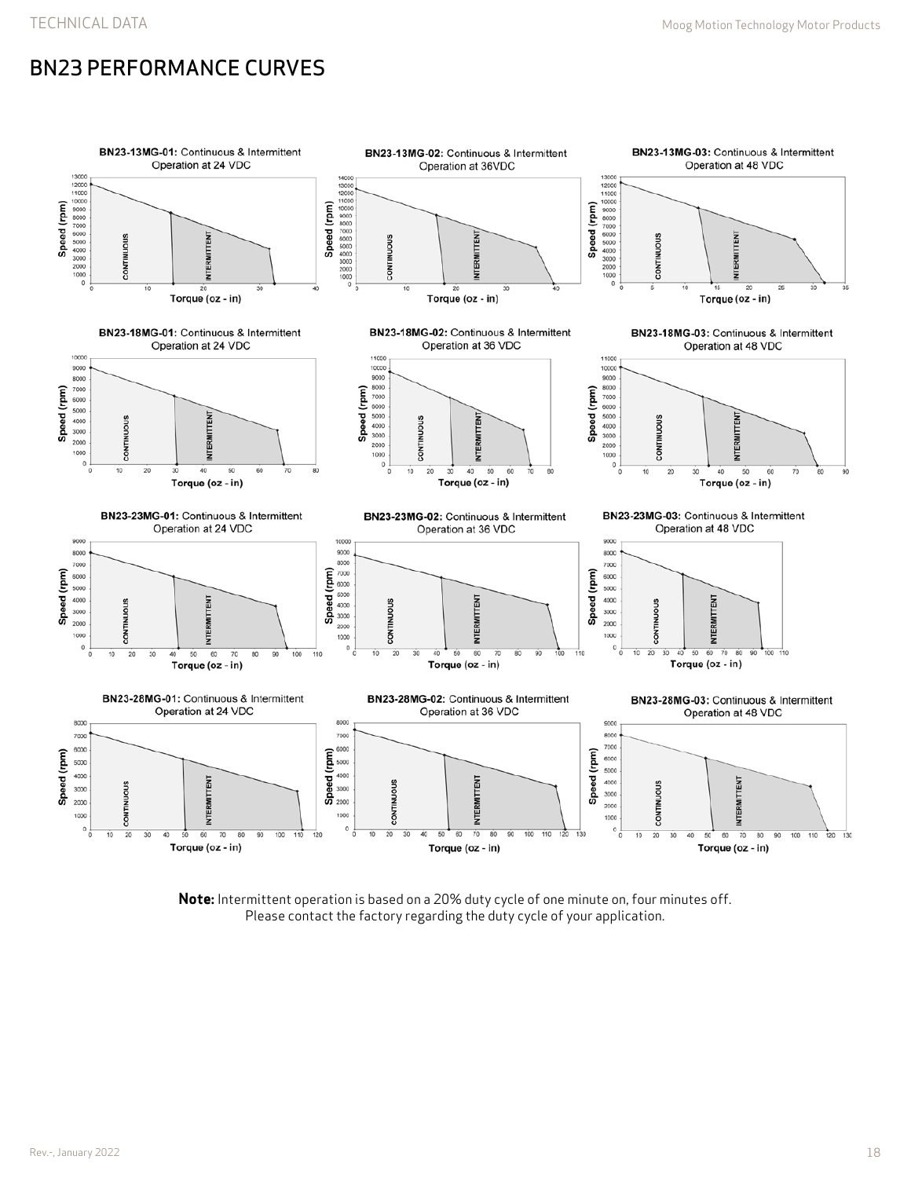# BN23 PERFORMANCE CURVES

**BN23-13MG-01:** Continuous & Intermittent Operation at 24 VDC

**BN23-13MG-02:** Continuous & Intermittent Operation at 36VDC

**BN23-13MG-03:** Continuous & Intermittent Operation at 48 VDC

**BN23-18MG-01:** Continuous & Intermittent Operation at 24 VDC

**BN23-18MG-02:** Continuous & Intermittent Operation at 36 VDC

**BN23-18MG-03:** Continuous & Intermittent Operation at 48 VDC

**BN23-23MG-01:** Continuous & Intermittent Operation at 24 VDC

**BN23-23MG-02:** Continuous & Intermittent Operation at 36 VDC

**BN23-23MG-03:** Continuous & Intermittent Operation at 48 VDC

**BN23-28MG-01:** Continuous & Intermittent Operation at 24 VDC

**BN23-28MG-02:** Continuous & Intermittent Operation at 36 VDC

**BN23-28MG-03:** Continuous & Intermittent Operation at 48 VDC

**Note:** Intermittent operation is based on a 20% duty cycle of one minute on, four minutes off. Please contact the factory regarding the duty cycle of your application.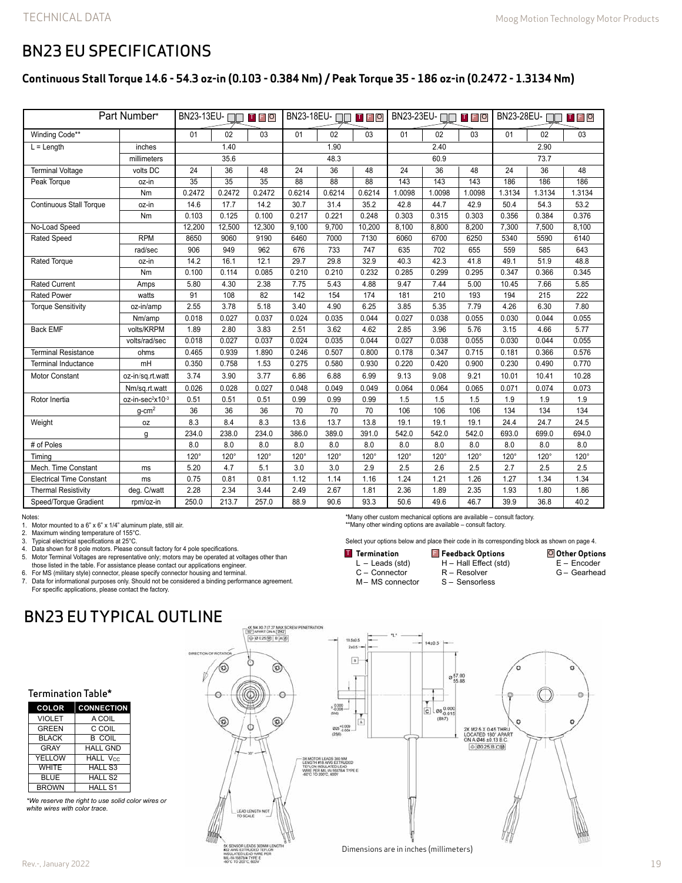# BN23 EU SPECIFICATIONS

### Continuous Stall Torque 14.6 - 54.3 oz-in (0.103 - 0.384 Nm) / Peak Torque 35 - 186 oz-in (0.2472 - 1.3134 Nm)

| Part Number* | | BN23-13EU- T F O | | | BN23-18EU- T F O | | | BN23-23EU- T F O | | | BN23-28EU- T F O | | |
|---|---|---|---|---|---|---|---|---|---|---|---|---|---|
| Winding Code** | | 01 | 02 | 03 | 01 | 02 | 03 | 01 | 02 | 03 | 01 | 02 | 03 |
| L = Length | inches | 1.40 | | | 1.90 | | | 2.40 | | | 2.90 | | |
| | millimeters | 35.6 | | | 48.3 | | | 60.9 | | | 73.7 | | |
| Terminal Voltage | volts DC | 24 | 36 | 48 | 24 | 36 | 48 | 24 | 36 | 48 | 24 | 36 | 48 |
| Peak Torque | oz-in | 35 | 35 | 35 | 88 | 88 | 88 | 143 | 143 | 143 | 186 | 186 | 186 |
| | Nm | 0.2472 | 0.2472 | 0.2472 | 0.6214 | 0.6214 | 0.6214 | 1.0098 | 1.0098 | 1.0098 | 1.3134 | 1.3134 | 1.3134 |
| Continuous Stall Torque | oz-in | 14.6 | 17.7 | 14.2 | 30.7 | 31.4 | 35.2 | 42.8 | 44.7 | 42.9 | 50.4 | 54.3 | 53.2 |
| | Nm | 0.103 | 0.125 | 0.100 | 0.217 | 0.221 | 0.248 | 0.303 | 0.315 | 0.303 | 0.356 | 0.384 | 0.376 |
| No-Load Speed | | 12,200 | 12,500 | 12,300 | 9,100 | 9,700 | 10,200 | 8,100 | 8,800 | 8,200 | 7,300 | 7,500 | 8,100 |
| Rated Speed | RPM | 8650 | 9060 | 9190 | 6460 | 7000 | 7130 | 6060 | 6700 | 6250 | 5340 | 5590 | 6140 |
| | rad/sec | 906 | 949 | 962 | 676 | 733 | 747 | 635 | 702 | 655 | 559 | 585 | 643 |
| Rated Torque | oz-in | 14.2 | 16.1 | 12.1 | 29.7 | 29.8 | 32.9 | 40.3 | 42.3 | 41.8 | 49.1 | 51.9 | 48.8 |
| | Nm | 0.100 | 0.114 | 0.085 | 0.210 | 0.210 | 0.232 | 0.285 | 0.299 | 0.295 | 0.347 | 0.366 | 0.345 |
| Rated Current | Amps | 5.80 | 4.30 | 2.38 | 7.75 | 5.43 | 4.88 | 9.47 | 7.44 | 5.00 | 10.45 | 7.66 | 5.85 |
| Rated Power | watts | 91 | 108 | 82 | 142 | 154 | 174 | 181 | 210 | 193 | 194 | 215 | 222 |
| Torque Sensitivity | oz-in/amp | 2.55 | 3.78 | 5.18 | 3.40 | 4.90 | 6.25 | 3.85 | 5.35 | 7.79 | 4.26 | 6.30 | 7.80 |
| | Nm/amp | 0.018 | 0.027 | 0.037 | 0.024 | 0.035 | 0.044 | 0.027 | 0.038 | 0.055 | 0.030 | 0.044 | 0.055 |
| Back EMF | volts/KRPM | 1.89 | 2.80 | 3.83 | 2.51 | 3.62 | 4.62 | 2.85 | 3.96 | 5.76 | 3.15 | 4.66 | 5.77 |
| | volts/rad/sec | 0.018 | 0.027 | 0.037 | 0.024 | 0.035 | 0.044 | 0.027 | 0.038 | 0.055 | 0.030 | 0.044 | 0.055 |
| Terminal Resistance | ohms | 0.465 | 0.939 | 1.890 | 0.246 | 0.507 | 0.800 | 0.178 | 0.347 | 0.715 | 0.181 | 0.366 | 0.576 |
| Terminal Inductance | mH | 0.350 | 0.758 | 1.53 | 0.275 | 0.580 | 0.930 | 0.220 | 0.420 | 0.900 | 0.230 | 0.490 | 0.770 |
| Motor Constant | oz-in/sq.rt.watt | 3.74 | 3.90 | 3.77 | 6.86 | 6.88 | 6.99 | 9.13 | 9.08 | 9.21 | 10.01 | 10.41 | 10.28 |
| | Nm/sq.rt.watt | 0.026 | 0.028 | 0.027 | 0.048 | 0.049 | 0.049 | 0.064 | 0.064 | 0.065 | 0.071 | 0.074 | 0.073 |
| Rotor Inertia | oz-in-sec²x10⁻³ | 0.51 | 0.51 | 0.51 | 0.99 | 0.99 | 0.99 | 1.5 | 1.5 | 1.5 | 1.9 | 1.9 | 1.9 |
| | g-cm² | 36 | 36 | 36 | 70 | 70 | 70 | 106 | 106 | 106 | 134 | 134 | 134 |
| Weight | oz | 8.3 | 8.4 | 8.3 | 13.6 | 13.7 | 13.8 | 19.1 | 19.1 | 19.1 | 24.4 | 24.7 | 24.5 |
| | g | 234.0 | 238.0 | 234.0 | 386.0 | 389.0 | 391.0 | 542.0 | 542.0 | 542.0 | 693.0 | 699.0 | 694.0 |
| # of Poles | | 8.0 | 8.0 | 8.0 | 8.0 | 8.0 | 8.0 | 8.0 | 8.0 | 8.0 | 8.0 | 8.0 | 8.0 |
| Timing | | 120° | 120° | 120° | 120° | 120° | 120° | 120° | 120° | 120° | 120° | 120° | 120° |
| Mech. Time Constant | ms | 5.20 | 4.7 | 5.1 | 3.0 | 3.0 | 2.9 | 2.5 | 2.6 | 2.5 | 2.7 | 2.5 | 2.5 |
| Electrical Time Constant | ms | 0.75 | 0.81 | 0.81 | 1.12 | 1.14 | 1.16 | 1.24 | 1.21 | 1.26 | 1.27 | 1.34 | 1.34 |
| Thermal Resistivity | deg. C/watt | 2.28 | 2.34 | 3.44 | 2.49 | 2.67 | 1.81 | 2.36 | 1.89 | 2.35 | 1.93 | 1.80 | 1.86 |
| Speed/Torque Gradient | rpm/oz-in | 250.0 | 213.7 | 257.0 | 88.9 | 90.6 | 93.3 | 50.6 | 49.6 | 46.7 | 39.9 | 36.8 | 40.2 |

Notes:
1. Motor mounted to a 6" x 6" x 1/4" aluminum plate, still air.
2. Maximum winding temperature of 155°C.
3. Typical electrical specifications at 25°C.
4. Data shown for 8 pole motors. Please consult factory for 4 pole specifications.
5. Motor Terminal Voltages are representative only; motors may be operated at voltages other than those listed in the table. For assistance please contact our applications engineer.
6. For MS (military style) connector, please specify connector housing and terminal.
7. Data for informational purposes only. Should not be considered a binding performance agreement. For specific applications, please contact the factory.

*Many other custom mechanical options are available – consult factory.
**Many other winding options are available – consult factory.

Select your options below and place their code in its corresponding block as shown on page 4.

**T Termination**
- L – Leads (std)
- C – Connector
- M – MS connector

**F Feedback Options**
- H – Hall Effect (std)
- R – Resolver
- S – Sensorless

**O Other Options**
- E – Encoder
- G – Gearhead

# BN23 EU TYPICAL OUTLINE

### Termination Table*

| COLOR | CONNECTION |
|---|---|
| VIOLET | A COIL |
| GREEN | C COIL |
| BLACK | B COIL |
| GRAY | HALL GND |
| YELLOW | HALL $V_{CC}$ |
| WHITE | HALL S3 |
| BLUE | HALL S2 |
| BROWN | HALL S1 |

*We reserve the right to use solid color wires or white wires with color trace.*

Dimensions are in inches (millimeters)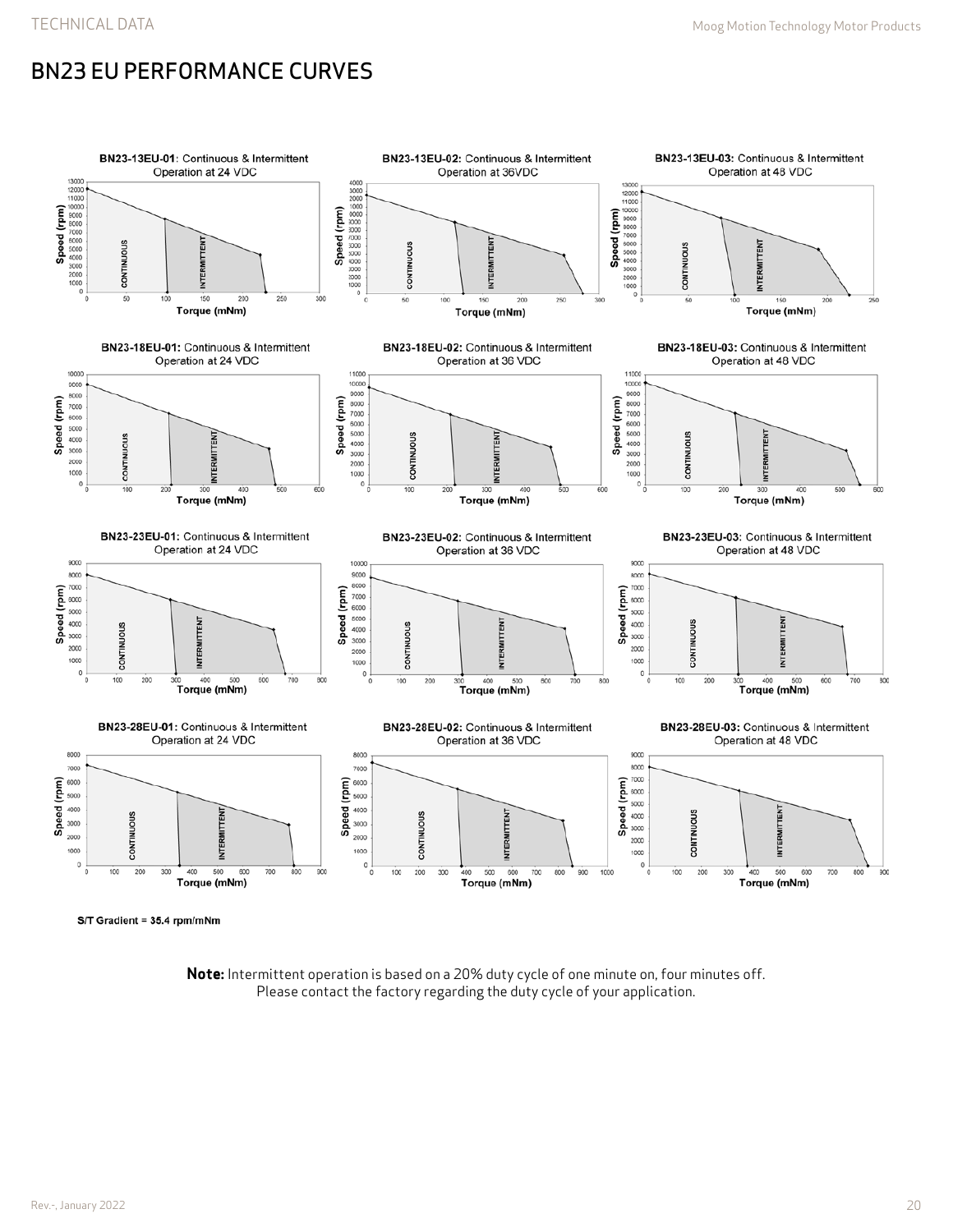# BN23 EU PERFORMANCE CURVES

**BN23-13EU-01:** Continuous & Intermittent Operation at 24 VDC

**BN23-13EU-02:** Continuous & Intermittent Operation at 36VDC

**BN23-13EU-03:** Continuous & Intermittent Operation at 48 VDC

**BN23-18EU-01:** Continuous & Intermittent Operation at 24 VDC

**BN23-18EU-02:** Continuous & Intermittent Operation at 36 VDC

**BN23-18EU-03:** Continuous & Intermittent Operation at 48 VDC

**BN23-23EU-01:** Continuous & Intermittent Operation at 24 VDC

**BN23-23EU-02:** Continuous & Intermittent Operation at 36 VDC

**BN23-23EU-03:** Continuous & Intermittent Operation at 48 VDC

**BN23-28EU-01:** Continuous & Intermittent Operation at 24 VDC

**BN23-28EU-02:** Continuous & Intermittent Operation at 36 VDC

**BN23-28EU-03:** Continuous & Intermittent Operation at 48 VDC

S/T Gradient = 35.4 rpm/mNm

**Note:** Intermittent operation is based on a 20% duty cycle of one minute on, four minutes off. Please contact the factory regarding the duty cycle of your application.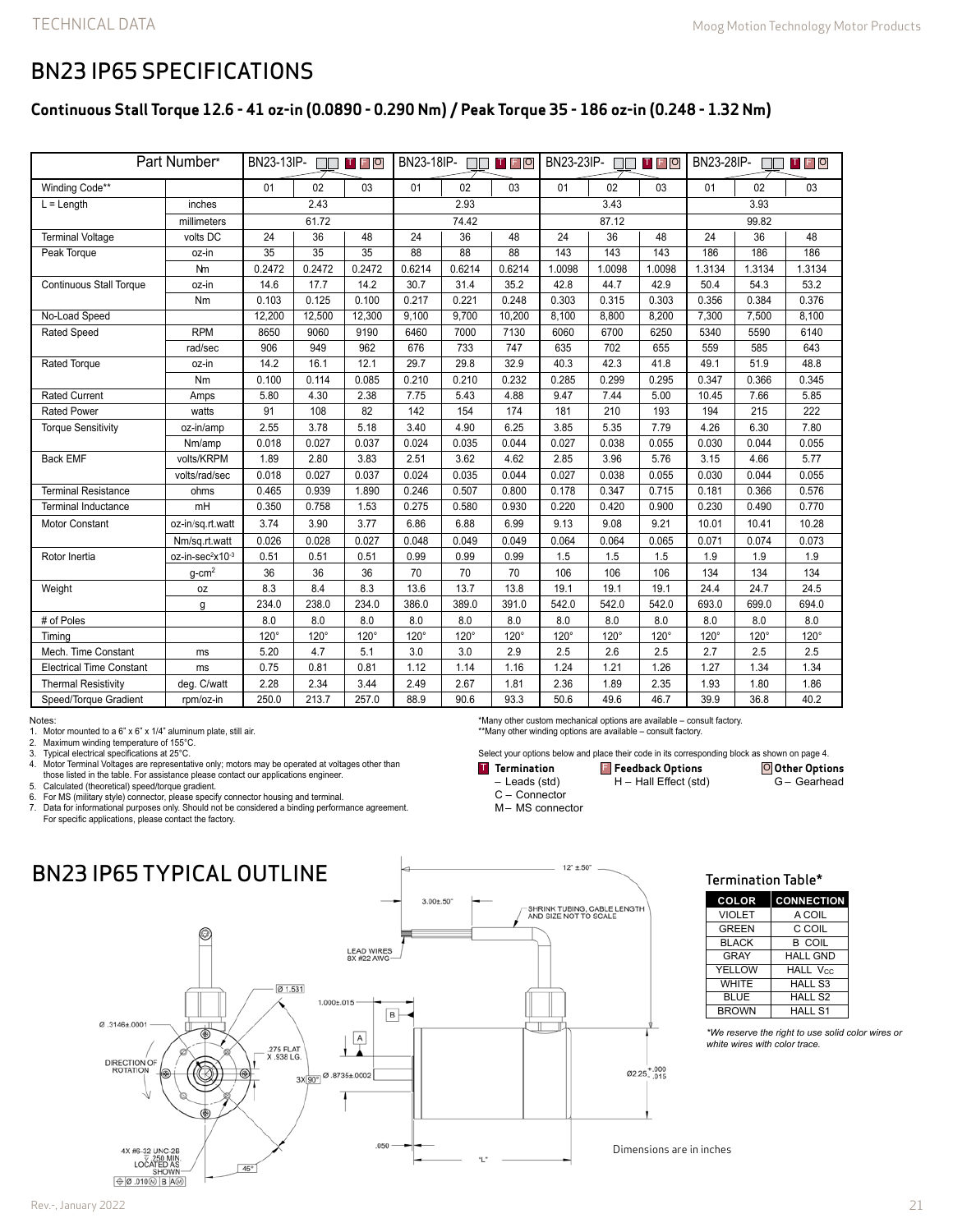# BN23 IP65 SPECIFICATIONS

## Continuous Stall Torque 12.6 - 41 oz-in (0.0890 - 0.290 Nm) / Peak Torque 35 - 186 oz-in (0.248 - 1.32 Nm)

| Part Number* | | BN23-13IP- □□ T F O | | | BN23-18IP- □□ T F O | | | BN23-23IP- □□ T F O | | | BN23-28IP- □□ T F O | | |
|---|---|---|---|---|---|---|---|---|---|---|---|---|---|
| Winding Code** | | 01 | 02 | 03 | 01 | 02 | 03 | 01 | 02 | 03 | 01 | 02 | 03 |
| L = Length | inches | 2.43 | | | 2.93 | | | 3.43 | | | 3.93 | | |
| | millimeters | 61.72 | | | 74.42 | | | 87.12 | | | 99.82 | | |
| Terminal Voltage | volts DC | 24 | 36 | 48 | 24 | 36 | 48 | 24 | 36 | 48 | 24 | 36 | 48 |
| Peak Torque | oz-in | 35 | 35 | 35 | 88 | 88 | 88 | 143 | 143 | 143 | 186 | 186 | 186 |
| | Nm | 0.2472 | 0.2472 | 0.2472 | 0.6214 | 0.6214 | 0.6214 | 1.0098 | 1.0098 | 1.0098 | 1.3134 | 1.3134 | 1.3134 |
| Continuous Stall Torque | oz-in | 14.6 | 17.7 | 14.2 | 30.7 | 31.4 | 35.2 | 42.8 | 44.7 | 42.9 | 50.4 | 54.3 | 53.2 |
| | Nm | 0.103 | 0.125 | 0.100 | 0.217 | 0.221 | 0.248 | 0.303 | 0.315 | 0.303 | 0.356 | 0.384 | 0.376 |
| No-Load Speed | | 12,200 | 12,500 | 12,300 | 9,100 | 9,700 | 10,200 | 8,100 | 8,800 | 8,200 | 7,300 | 7,500 | 8,100 |
| Rated Speed | RPM | 8650 | 9060 | 9190 | 6460 | 7000 | 7130 | 6060 | 6700 | 6250 | 5340 | 5590 | 6140 |
| | rad/sec | 906 | 949 | 962 | 676 | 733 | 747 | 635 | 702 | 655 | 559 | 585 | 643 |
| Rated Torque | oz-in | 14.2 | 16.1 | 12.1 | 29.7 | 29.8 | 32.9 | 40.3 | 42.3 | 41.8 | 49.1 | 51.9 | 48.8 |
| | Nm | 0.100 | 0.114 | 0.085 | 0.210 | 0.210 | 0.232 | 0.285 | 0.299 | 0.295 | 0.347 | 0.366 | 0.345 |
| Rated Current | Amps | 5.80 | 4.30 | 2.38 | 7.75 | 5.43 | 4.88 | 9.47 | 7.44 | 5.00 | 10.45 | 7.66 | 5.85 |
| Rated Power | watts | 91 | 108 | 82 | 142 | 154 | 174 | 181 | 210 | 193 | 194 | 215 | 222 |
| Torque Sensitivity | oz-in/amp | 2.55 | 3.78 | 5.18 | 3.40 | 4.90 | 6.25 | 3.85 | 5.35 | 7.79 | 4.26 | 6.30 | 7.80 |
| | Nm/amp | 0.018 | 0.027 | 0.037 | 0.024 | 0.035 | 0.044 | 0.027 | 0.038 | 0.055 | 0.030 | 0.044 | 0.055 |
| Back EMF | volts/KRPM | 1.89 | 2.80 | 3.83 | 2.51 | 3.62 | 4.62 | 2.85 | 3.96 | 5.76 | 3.15 | 4.66 | 5.77 |
| | volts/rad/sec | 0.018 | 0.027 | 0.037 | 0.024 | 0.035 | 0.044 | 0.027 | 0.038 | 0.055 | 0.030 | 0.044 | 0.055 |
| Terminal Resistance | ohms | 0.465 | 0.939 | 1.890 | 0.246 | 0.507 | 0.800 | 0.178 | 0.347 | 0.715 | 0.181 | 0.366 | 0.576 |
| Terminal Inductance | mH | 0.350 | 0.758 | 1.53 | 0.275 | 0.580 | 0.930 | 0.220 | 0.420 | 0.900 | 0.230 | 0.490 | 0.770 |
| Motor Constant | oz-in/sq.rt.watt | 3.74 | 3.90 | 3.77 | 6.86 | 6.88 | 6.99 | 9.13 | 9.08 | 9.21 | 10.01 | 10.41 | 10.28 |
| | Nm/sq.rt.watt | 0.026 | 0.028 | 0.027 | 0.048 | 0.049 | 0.049 | 0.064 | 0.064 | 0.065 | 0.071 | 0.074 | 0.073 |
| Rotor Inertia | oz-in-sec²x10⁻³ | 0.51 | 0.51 | 0.51 | 0.99 | 0.99 | 0.99 | 1.5 | 1.5 | 1.5 | 1.9 | 1.9 | 1.9 |
| | g-cm² | 36 | 36 | 36 | 70 | 70 | 70 | 106 | 106 | 106 | 134 | 134 | 134 |
| Weight | oz | 8.3 | 8.4 | 8.3 | 13.6 | 13.7 | 13.8 | 19.1 | 19.1 | 19.1 | 24.4 | 24.7 | 24.5 |
| | g | 234.0 | 238.0 | 234.0 | 386.0 | 389.0 | 391.0 | 542.0 | 542.0 | 542.0 | 693.0 | 699.0 | 694.0 |
| # of Poles | | 8.0 | 8.0 | 8.0 | 8.0 | 8.0 | 8.0 | 8.0 | 8.0 | 8.0 | 8.0 | 8.0 | 8.0 |
| Timing | | 120° | 120° | 120° | 120° | 120° | 120° | 120° | 120° | 120° | 120° | 120° | 120° |
| Mech. Time Constant | ms | 5.20 | 4.7 | 5.1 | 3.0 | 3.0 | 2.9 | 2.5 | 2.6 | 2.5 | 2.7 | 2.5 | 2.5 |
| Electrical Time Constant | ms | 0.75 | 0.81 | 0.81 | 1.12 | 1.14 | 1.16 | 1.24 | 1.21 | 1.26 | 1.27 | 1.34 | 1.34 |
| Thermal Resistivity | deg. C/watt | 2.28 | 2.34 | 3.44 | 2.49 | 2.67 | 1.81 | 2.36 | 1.89 | 2.35 | 1.93 | 1.80 | 1.86 |
| Speed/Torque Gradient | rpm/oz-in | 250.0 | 213.7 | 257.0 | 88.9 | 90.6 | 93.3 | 50.6 | 49.6 | 46.7 | 39.9 | 36.8 | 40.2 |

Notes:
1. Motor mounted to a 6" x 6" x 1/4" aluminum plate, still air.
2. Maximum winding temperature of 155°C.
3. Typical electrical specifications at 25°C.
4. Motor Terminal Voltages are representative only; motors may be operated at voltages other than those listed in the table. For assistance please contact our applications engineer.
5. Calculated (theoretical) speed/torque gradient.
6. For MS (military style) connector, please specify connector housing and terminal.
7. Data for informational purposes only. Should not be considered a binding performance agreement. For specific applications, please contact the factory.

*Many other custom mechanical options are available – consult factory.
**Many other winding options are available – consult factory.

Select your options below and place their code in its corresponding block as shown on page 4.

**T Termination**
– Leads (std)
C – Connector
M – MS connector

**F Feedback Options**
H – Hall Effect (std)

**O Other Options**
G – Gearhead

# BN23 IP65 TYPICAL OUTLINE

12" ±.50"
3.00±.50"
SHRINK TUBING, CABLE LENGTH AND SIZE NOT TO SCALE
LEAD WIRES 8X #22 AWG
Ø 1.531
1.000±.015
Ø .3146±.0001
.275 FLAT X .938 LG.
DIRECTION OF ROTATION
3X 90° Ø .8735±.0002
Ø2.25 +.000/-.015
.050
"L"
4X #6-32 UNC-2B ▽ .250 MIN LOCATED AS SHOWN
⊕ Ø .010Ⓜ B AⓂ
45°

Dimensions are in inches

### Termination Table*

| COLOR | CONNECTION |
|---|---|
| VIOLET | A COIL |
| GREEN | C COIL |
| BLACK | B COIL |
| GRAY | HALL GND |
| YELLOW | HALL $V_{CC}$ |
| WHITE | HALL S3 |
| BLUE | HALL S2 |
| BROWN | HALL S1 |

*We reserve the right to use solid color wires or white wires with color trace.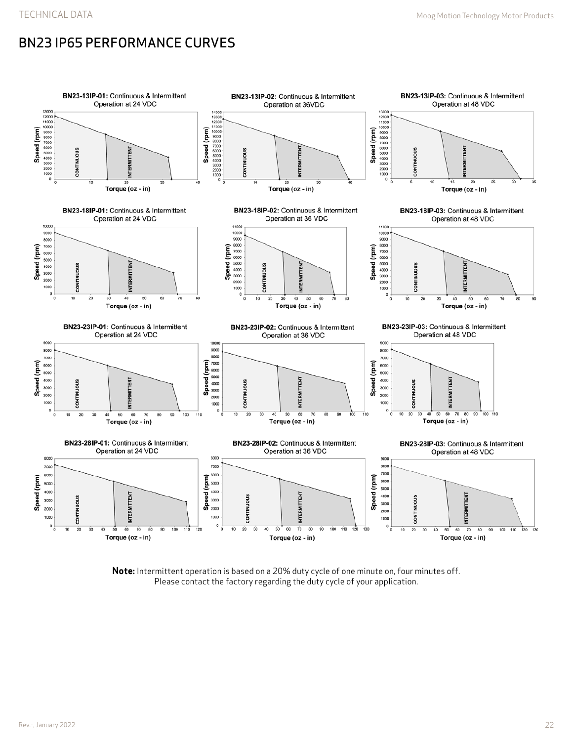# BN23 IP65 PERFORMANCE CURVES

**BN23-13IP-01:** Continuous & Intermittent Operation at 24 VDC

Speed (rpm)
Torque (oz - in)
CONTINUOUS
INTERMITTENT

**BN23-13IP-02:** Continuous & Intermittent Operation at 36VDC

Speed (rpm)
Torque (oz - in)
CONTINUOUS
INTERMITTENT

**BN23-13IP-03:** Continuous & Intermittent Operation at 48 VDC

Speed (rpm)
Torque (oz - in)
CONTINUOUS
INTERMITTENT

**BN23-18IP-01:** Continuous & Intermittent Operation at 24 VDC

Speed (rpm)
Torque (oz - in)
CONTINUOUS
INTERMITTENT

**BN23-18IP-02:** Continuous & Intermittent Operation at 36 VDC

Speed (rpm)
Torque (oz - in)
CONTINUOUS
INTERMITTENT

**BN23-18IP-03:** Continuous & Intermittent Operation at 48 VDC

Speed (rpm)
Torque (oz - in)
CONTINUOUS
INTERMITTENT

**BN23-23IP-01:** Continuous & Intermittent Operation at 24 VDC

Speed (rpm)
Torque (oz - in)
CONTINUOUS
INTERMITTENT

**BN23-23IP-02:** Continuous & Intermittent Operation at 36 VDC

Speed (rpm)
Torque (oz - in)
CONTINUOUS
INTERMITTENT

**BN23-23IP-03:** Continuous & Intermittent Operation at 48 VDC

Speed (rpm)
Torque (oz - in)
CONTINUOUS
INTERMITTENT

**BN23-28IP-01:** Continuous & Intermittent Operation at 24 VDC

Speed (rpm)
Torque (oz - in)
CONTINUOUS
INTERMITTENT

**BN23-28IP-02:** Continuous & Intermittent Operation at 36 VDC

Speed (rpm)
Torque (oz - in)
CONTINUOUS
INTERMITTENT

**BN23-28IP-03:** Continuous & Intermittent Operation at 48 VDC

Speed (rpm)
Torque (oz - in)
CONTINUOUS
INTERMITTENT

**Note:** Intermittent operation is based on a 20% duty cycle of one minute on, four minutes off. Please contact the factory regarding the duty cycle of your application.